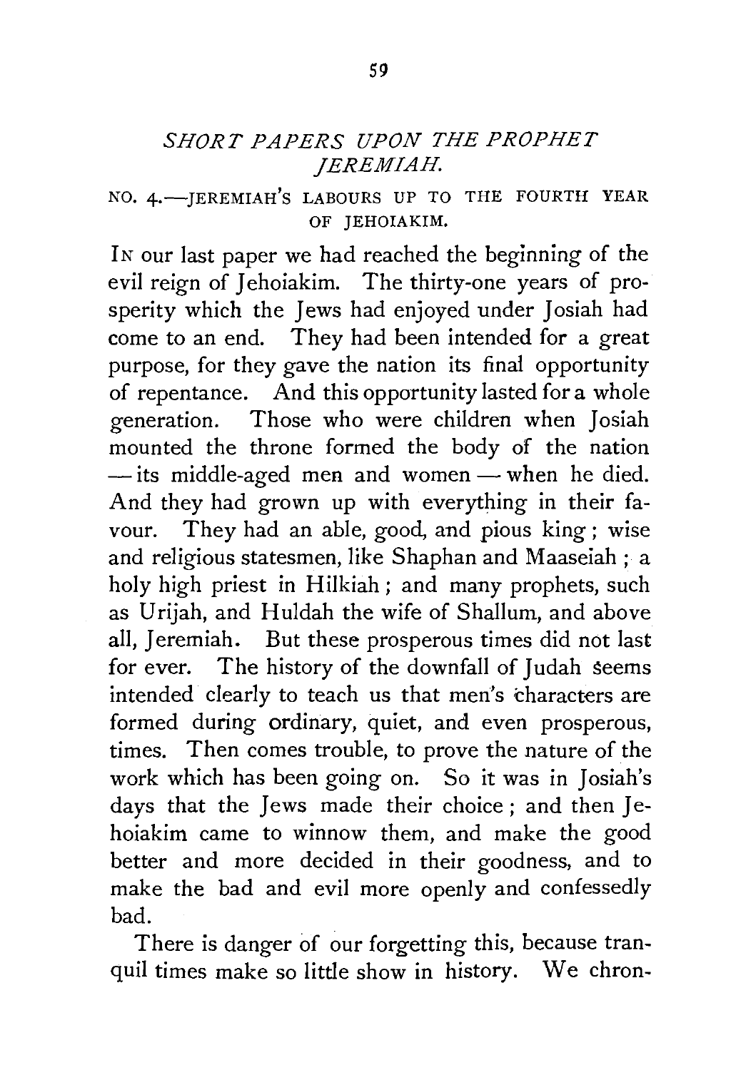## *SHORT PAPERS UPON THE PROPHET JEREMIAH.*

### NO. 4.—JEREMIAH'S LABOURS UP TO THE FOURTH YEAR OF JEHOIAKIM.

IN our last paper we had reached the beginning of the evil reign of Jehoiakim. The thirty-one years of prosperity which the Jews had enjoyed under Josiah had come to an end. They had been intended for a great purpose, for they gave the nation its final opportunity of repentance. And this opportunity lasted for a whole generation. Those who were children when Josiah mounted the throne formed the body of the nation — its middle-aged men and women — when he died. And they had grown up with everything in their favour. They had an able, good, and pious king; wise and religious statesmen, like Shaphan and Maaseiah; a holy high priest in Hilkiah; and many prophets, such as Urijah, and Huldah the wife of Shallum, and above all, Jeremiah. But these prosperous times did not last for ever. The history of the downfall of Judah seems intended clearly to teach us that men's characters are formed during ordinary, quiet, and even prosperous, times. Then comes trouble, to prove the nature of the work which has been going on. So it was in Josiah's days that the Jews made their choice; and then Jehoiakim came to winnow them, and make the good better and more decided in their goodness, and to make the bad and evil more openly and confessedly bad.

There is danger of our forgetting this, because tranquil times make so little show in history. We chron-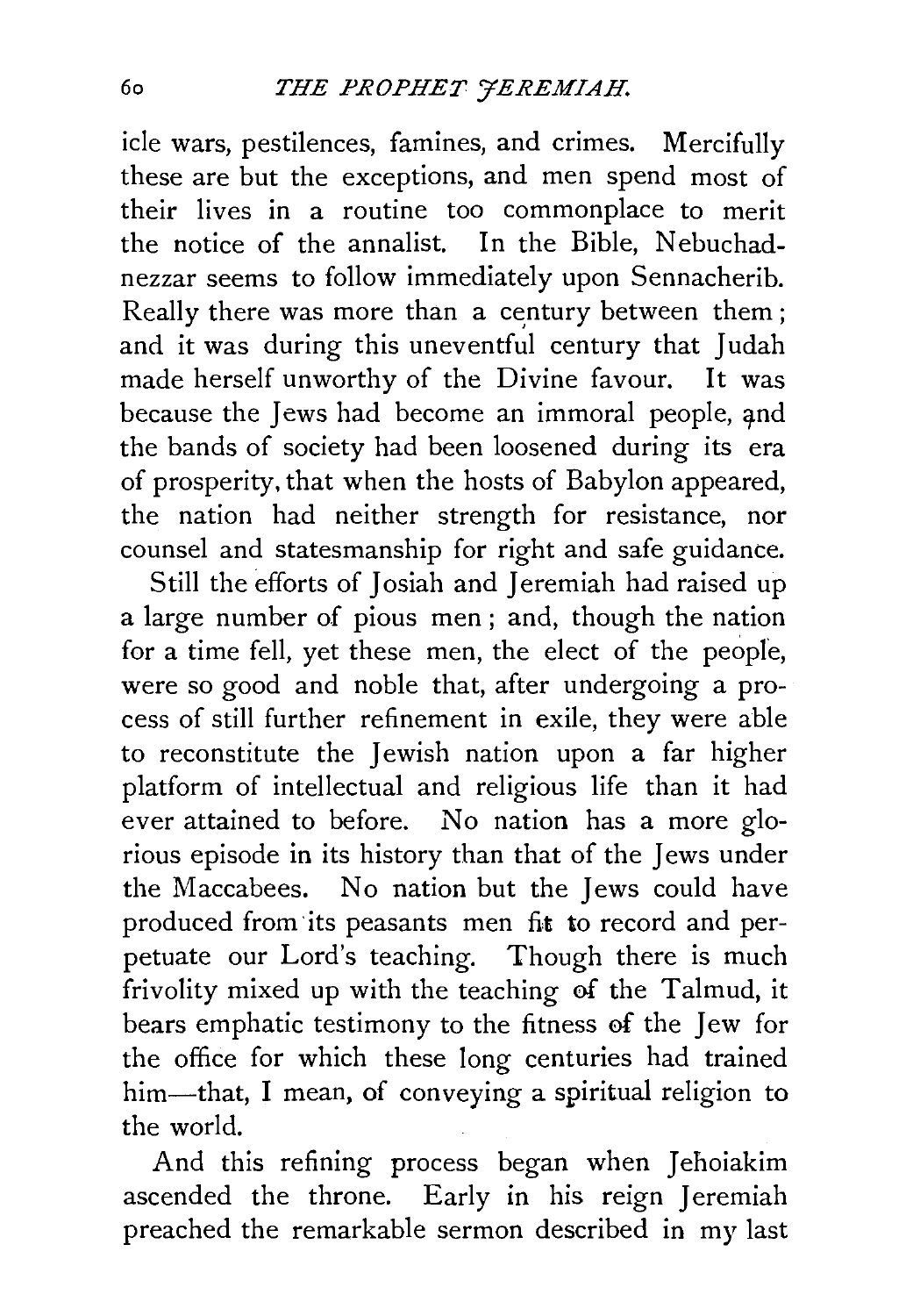icle wars, pestilences, famines, and crimes. Mercifully these are but the exceptions, and men spend most of their lives in a routine too commonplace to merit the notice of the annalist. In the Bible, Nebuchadnezzar seems to follow immediately upon Sennacherib. Really there was more than a century between them; and it was during this uneventful century that Judah made herself unworthy of the Divine favour. It was because the Jews had become an immoral people, and the bands of society had been loosened during its era of prosperity, that when the hosts of Babylon appeared, the nation had neither strength for resistance, nor counsel and statesmanship for right and safe guidance.

Still the efforts of Josiah and Jeremiah had raised up a large number of pious men; and, though the nation for a time fell, yet these men, the elect of the people, were so good and noble that, after undergoing a process of still further refinement in exile, they were able to reconstitute the Jewish nation upon a far higher platform of intellectual and religious life than it had ever attained to before. No nation has a more glorious episode in its history than that of the Jews under the Maccabees. No nation but the Jews could have produced from its peasants men fit to record and perpetuate our Lord's teaching. Though there is much frivolity mixed up with the teaching of the Talmud, it bears emphatic testimony to the fitness of the Jew for the office for which these long centuries had trained him—that, I mean, of conveying a spiritual religion to the world.

And this refining process began when Jehoiakim ascended the throne. Early in his reign Jeremiah preached the remarkable sermon described in my last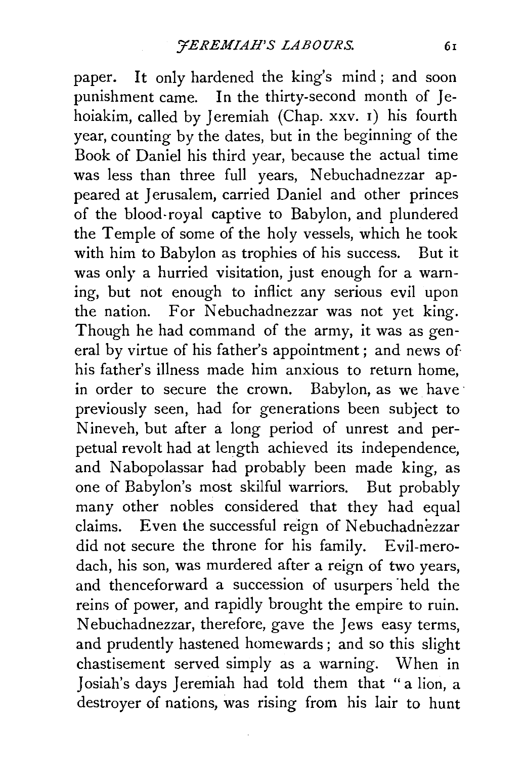paper. It only hardened the king's mind; and soon punishment came. In the thirty-second month of Jehoiakim, called by Jeremiah (Chap. xxv. 1) his fourth year, counting by the dates, but in the beginning of the Book of Daniel his third year, because the actual time was less than three full years, Nebuchadnezzar appeared at Jerusalem, carried Daniel and other princes of the blood-royal captive to Babylon, and plundered the Temple of some of the holy vessels, which he took with him to Babylon as trophies of his success. But it was only a hurried visitation, just enough for a warning, but not enough to inflict any serious evil upon the nation. For Nebuchadnezzar was not yet king. Though he had command of the army, it was as general by virtue of his father's appointment; and news of his father's illness made him anxious to return home, in order to secure the crown. Babylon, as we have previously seen, had for generations been subject to Nineveh, but after a long period of unrest and perpetual revolt had at length achieved its independence, and Nabopolassar had probably been made king, as one of Babylon's most skilful warriors. But probably many other nobles considered that they had equal claims. Even the successful reign of Nebuchadnezzar did not secure the throne for his family. Evil-merodach, his son, was murdered after a reign of two years, and thenceforward a succession of usurpers held the reins of power, and rapidly brought the empire to ruin. Nebuchadnezzar, therefore, gave the Jews easy terms, and prudently hastened homewards; and so this slight chastisement served simply as a warning. When in Josiah's days Jeremiah had told them that "a lion, a destroyer of nations, was rising from his lair to hunt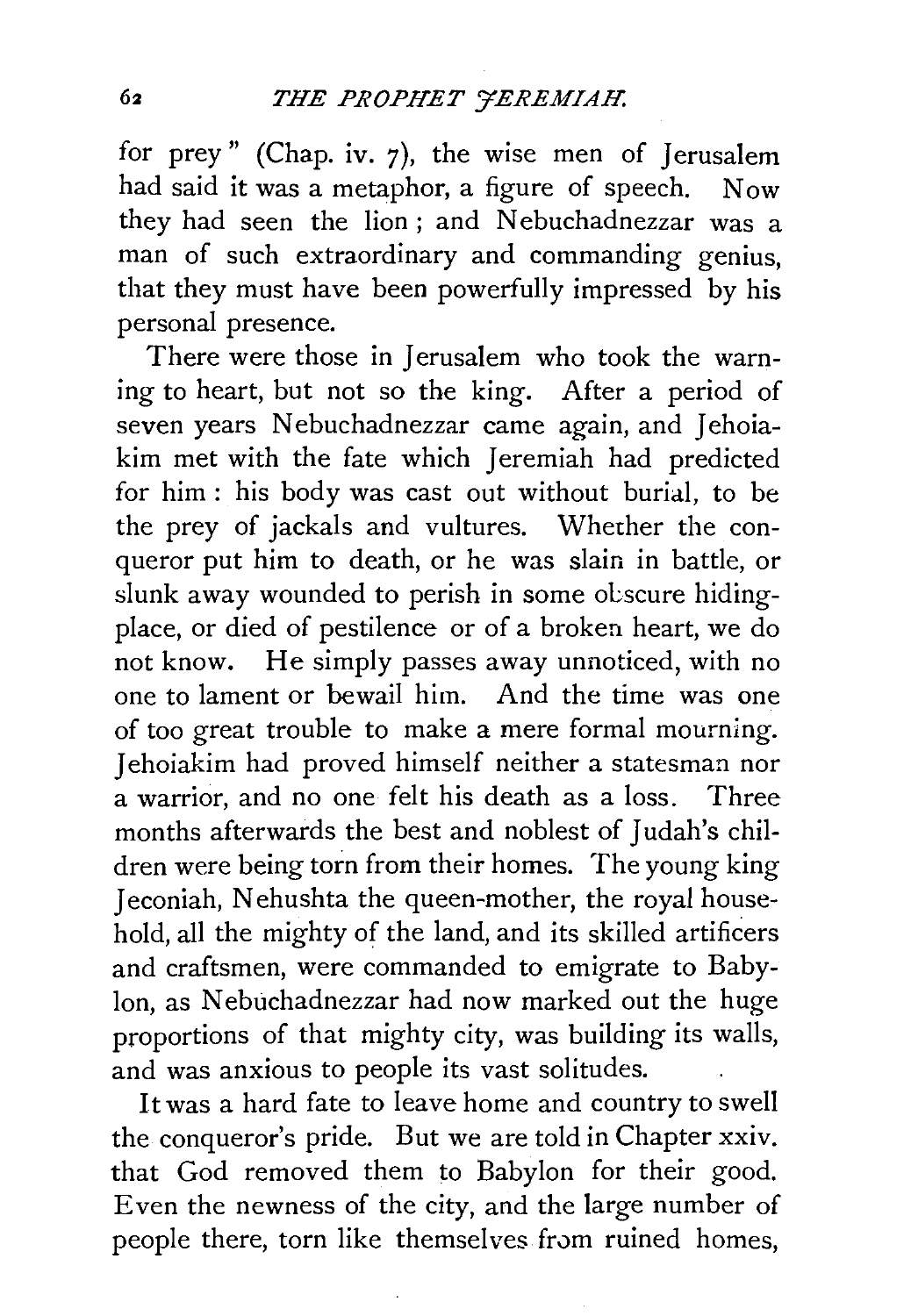for prey" (Chap. iv. 7), the wise men of Jerusalem had said it was a metaphor, a figure of speech. Now they had seen the lion; and Nebuchadnezzar was a man of such extraordinary and commanding genius, that they must have been powerfully impressed by his personal presence.

There were those in Jerusalem who took the warning to heart, but not so the king. After a period of seven years Nebuchadnezzar came again, and Jehoiakim met with the fate which Jeremiah had predicted for him: his body was cast out without burial, to be the prey of jackals and vultures. Whether the conqueror put him to death, or he was slain in battle, or slunk away wounded to perish in some obscure hiding-place, or died of pestilence or of a broken heart, we do not know. He simply passes away unnoticed, with no one to lament or bewail him. And the time was one of too great trouble to make a mere formal mourning. Jehoiakim had proved himself neither a statesman nor a warrior, and no one felt his death as a loss. Three months afterwards the best and noblest of Judah's children were being torn from their homes. The young king Jeconiah, Nehushta the queen-mother, the royal household, all the mighty of the land, and its skilled artificers and craftsmen, were commanded to emigrate to Babylon, as Nebuchadnezzar had now marked out the huge proportions of that mighty city, was building its walls, and was anxious to people its vast solitudes.

It was a hard fate to leave home and country to swell the conqueror's pride. But we are told in Chapter xxiv. that God removed them to Babylon for their good. Even the newness of the city, and the large number of people there, torn like themselves from ruined homes,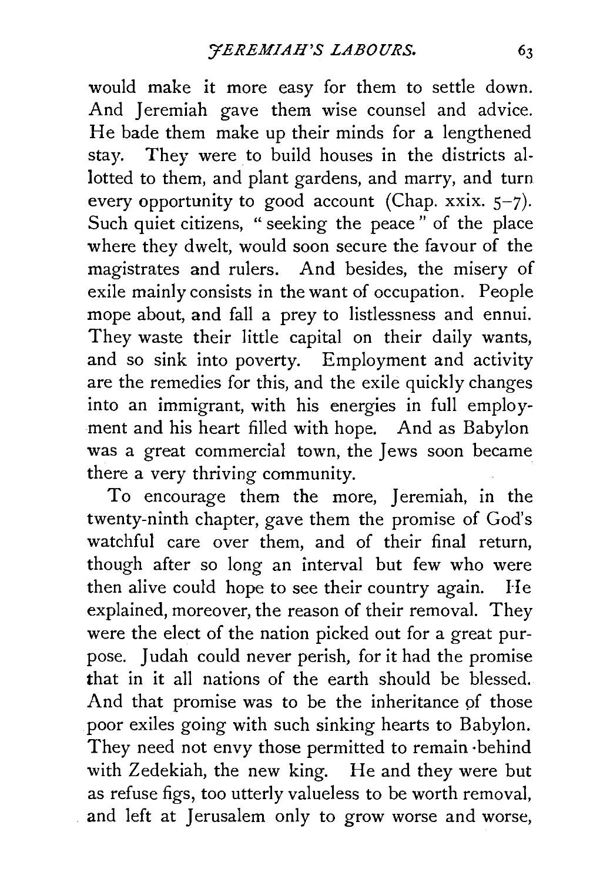would make it more easy for them to settle down. And Jeremiah gave them wise counsel and advice. He bade them make up their minds for a lengthened stay. They were to build houses in the districts allotted to them, and plant gardens, and marry, and turn every opportunity to good account (Chap. xxix. 5–7). Such quiet citizens, "seeking the peace" of the place where they dwelt, would soon secure the favour of the magistrates and rulers. And besides, the misery of exile mainly consists in the want of occupation. People mope about, and fall a prey to listlessness and ennui. They waste their little capital on their daily wants, and so sink into poverty. Employment and activity are the remedies for this, and the exile quickly changes into an immigrant, with his energies in full employment and his heart filled with hope. And as Babylon was a great commercial town, the Jews soon became there a very thriving community.

To encourage them the more, Jeremiah, in the twenty-ninth chapter, gave them the promise of God's watchful care over them, and of their final return, though after so long an interval but few who were then alive could hope to see their country again. He explained, moreover, the reason of their removal. They were the elect of the nation picked out for a great purpose. Judah could never perish, for it had the promise that in it all nations of the earth should be blessed. And that promise was to be the inheritance of those poor exiles going with such sinking hearts to Babylon. They need not envy those permitted to remain behind with Zedekiah, the new king. He and they were but as refuse figs, too utterly valueless to be worth removal, and left at Jerusalem only to grow worse and worse,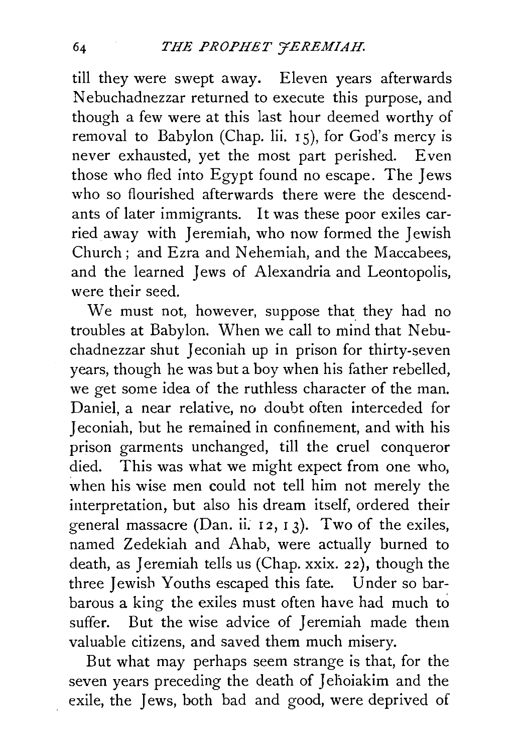till they were swept away. Eleven years afterwards Nebuchadnezzar returned to execute this purpose, and though a few were at this last hour deemed worthy of removal to Babylon (Chap. lii. 15), for God's mercy is never exhausted, yet the most part perished. Even those who fled into Egypt found no escape. The Jews who so flourished afterwards there were the descendants of later immigrants. It was these poor exiles carried away with Jeremiah, who now formed the Jewish Church; and Ezra and Nehemiah, and the Maccabees, and the learned Jews of Alexandria and Leontopolis, were their seed.

We must not, however, suppose that they had no troubles at Babylon. When we call to mind that Nebuchadnezzar shut Jeconiah up in prison for thirty-seven years, though he was but a boy when his father rebelled, we get some idea of the ruthless character of the man. Daniel, a near relative, no doubt often interceded for Jeconiah, but he remained in confinement, and with his prison garments unchanged, till the cruel conqueror died. This was what we might expect from one who, when his wise men could not tell him not merely the interpretation, but also his dream itself, ordered their general massacre (Dan. ii. 12, 13). Two of the exiles, named Zedekiah and Ahab, were actually burned to death, as Jeremiah tells us (Chap. xxix. 22), though the three Jewish Youths escaped this fate. Under so barbarous a king the exiles must often have had much to suffer. But the wise advice of Jeremiah made them valuable citizens, and saved them much misery.

But what may perhaps seem strange is that, for the seven years preceding the death of Jehoiakim and the exile, the Jews, both bad and good, were deprived of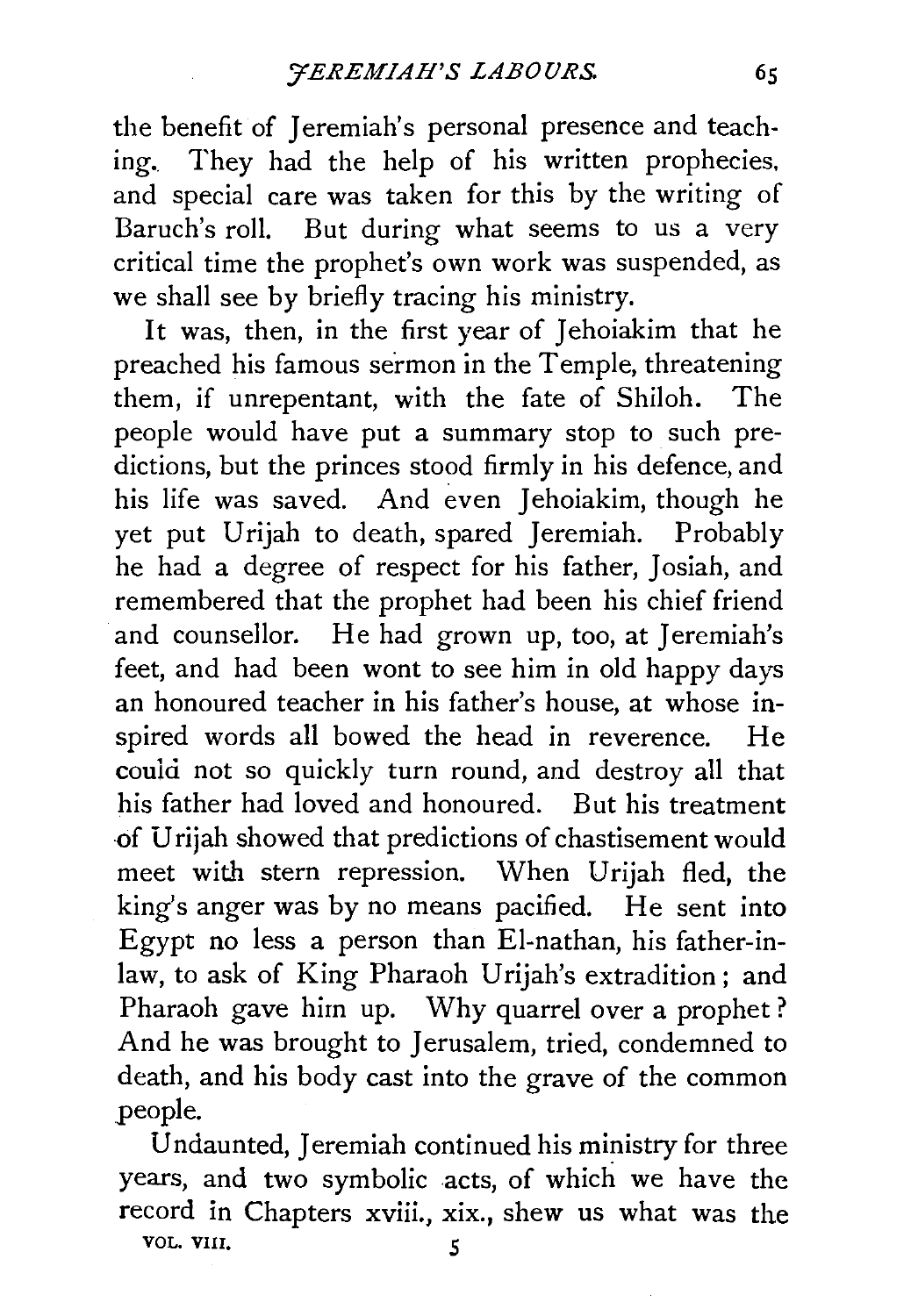the benefit of Jeremiah's personal presence and teaching. They had the help of his written prophecies, and special care was taken for this by the writing of Baruch's roll. But during what seems to us a very critical time the prophet's own work was suspended, as we shall see by briefly tracing his ministry.

It was, then, in the first year of Jehoiakim that he preached his famous sermon in the Temple, threatening them, if unrepentant, with the fate of Shiloh. The people would have put a summary stop to such predictions, but the princes stood firmly in his defence, and his life was saved. And even Jehoiakim, though he yet put Urijah to death, spared Jeremiah. Probably he had a degree of respect for his father, Josiah, and remembered that the prophet had been his chief friend and counsellor. He had grown up, too, at Jeremiah's feet, and had been wont to see him in old happy days an honoured teacher in his father's house, at whose inspired words all bowed the head in reverence. He could not so quickly turn round, and destroy all that his father had loved and honoured. But his treatment of Urijah showed that predictions of chastisement would meet with stern repression. When Urijah fled, the king's anger was by no means pacified. He sent into Egypt no less a person than El-nathan, his father-in-law, to ask of King Pharaoh Urijah's extradition; and Pharaoh gave him up. Why quarrel over a prophet? And he was brought to Jerusalem, tried, condemned to death, and his body cast into the grave of the common people.

Undaunted, Jeremiah continued his ministry for three years, and two symbolic acts, of which we have the record in Chapters xviii., xix., shew us what was the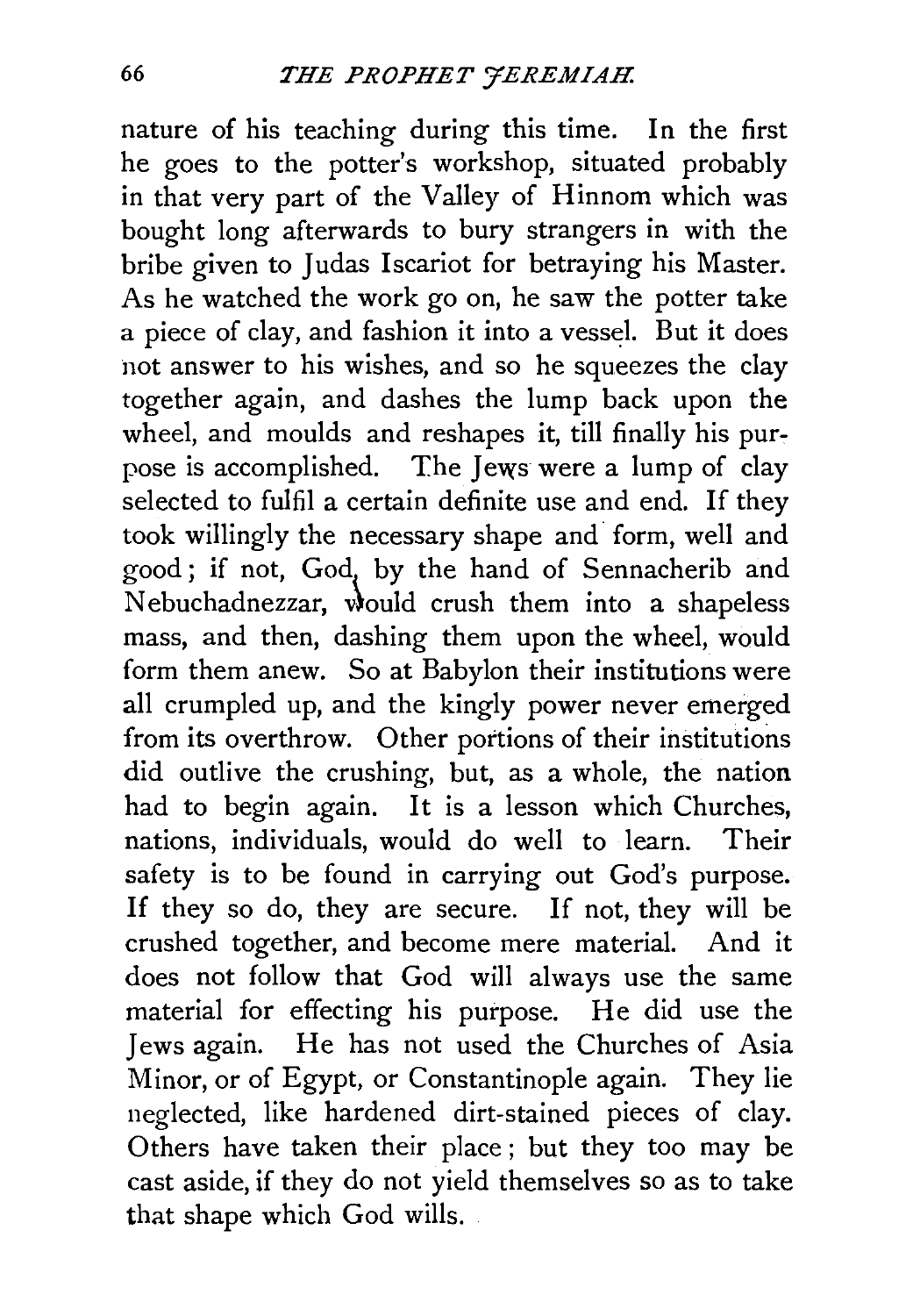nature of his teaching during this time. In the first he goes to the potter's workshop, situated probably in that very part of the Valley of Hinnom which was bought long afterwards to bury strangers in with the bribe given to Judas Iscariot for betraying his Master. As he watched the work go on, he saw the potter take a piece of clay, and fashion it into a vessel. But it does not answer to his wishes, and so he squeezes the clay together again, and dashes the lump back upon the wheel, and moulds and reshapes it, till finally his purpose is accomplished. The Jews were a lump of clay selected to fulfil a certain definite use and end. If they took willingly the necessary shape and form, well and good; if not, God, by the hand of Sennacherib and Nebuchadnezzar, would crush them into a shapeless mass, and then, dashing them upon the wheel, would form them anew. So at Babylon their institutions were all crumpled up, and the kingly power never emerged from its overthrow. Other portions of their institutions did outlive the crushing, but, as a whole, the nation had to begin again. It is a lesson which Churches, nations, individuals, would do well to learn. Their safety is to be found in carrying out God's purpose. If they so do, they are secure. If not, they will be crushed together, and become mere material. And it does not follow that God will always use the same material for effecting his purpose. He did use the Jews again. He has not used the Churches of Asia Minor, or of Egypt, or Constantinople again. They lie neglected, like hardened dirt-stained pieces of clay. Others have taken their place; but they too may be cast aside, if they do not yield themselves so as to take that shape which God wills.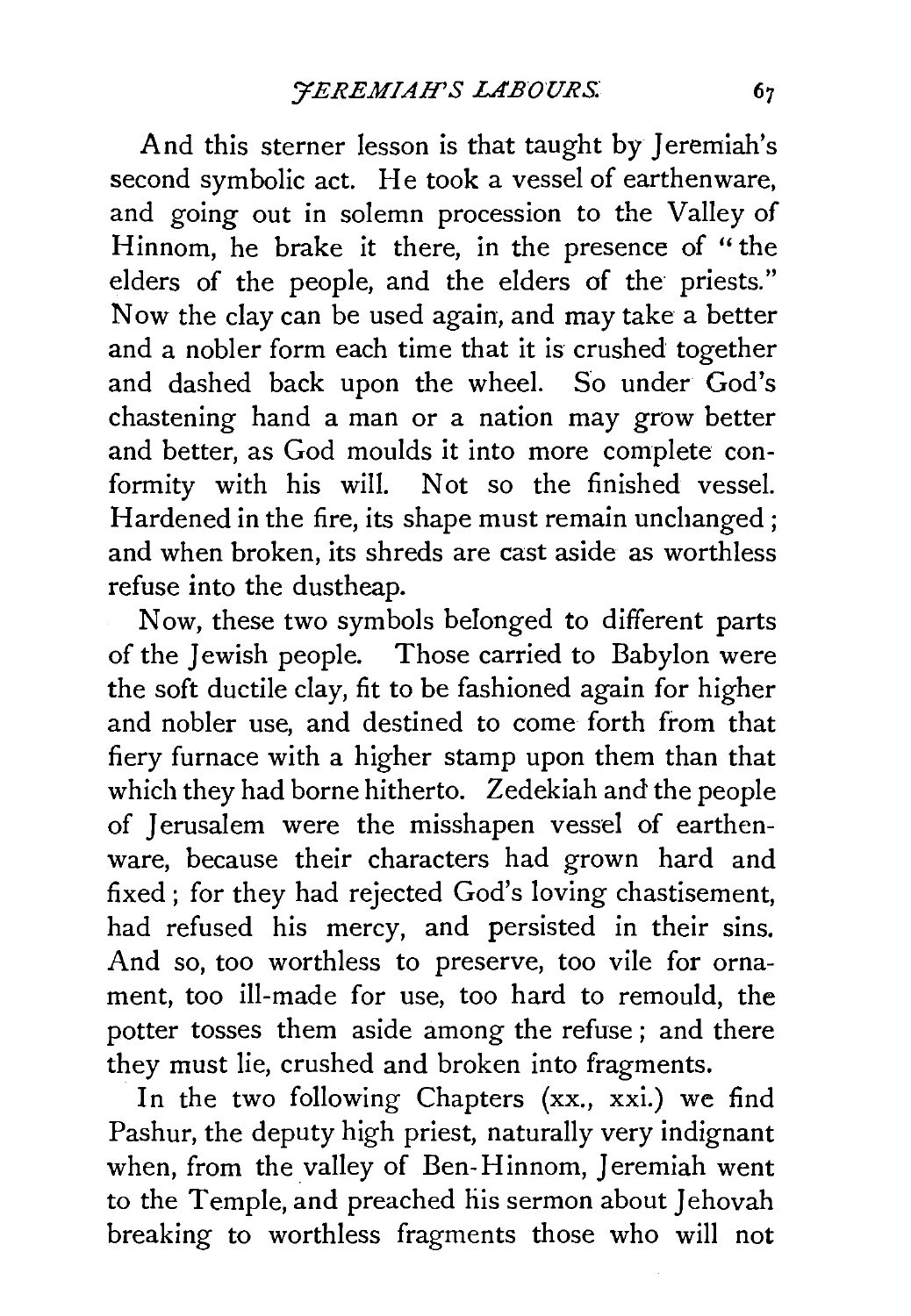And this sterner lesson is that taught by Jeremiah's second symbolic act. He took a vessel of earthenware, and going out in solemn procession to the Valley of Hinnom, he brake it there, in the presence of "the elders of the people, and the elders of the priests." Now the clay can be used again, and may take a better and a nobler form each time that it is crushed together and dashed back upon the wheel. So under God's chastening hand a man or a nation may grow better and better, as God moulds it into more complete conformity with his will. Not so the finished vessel. Hardened in the fire, its shape must remain unchanged; and when broken, its shreds are cast aside as worthless refuse into the dustheap.

Now, these two symbols belonged to different parts of the Jewish people. Those carried to Babylon were the soft ductile clay, fit to be fashioned again for higher and nobler use, and destined to come forth from that fiery furnace with a higher stamp upon them than that which they had borne hitherto. Zedekiah and the people of Jerusalem were the misshapen vessel of earthenware, because their characters had grown hard and fixed; for they had rejected God's loving chastisement, had refused his mercy, and persisted in their sins. And so, too worthless to preserve, too vile for ornament, too ill-made for use, too hard to remould, the potter tosses them aside among the refuse; and there they must lie, crushed and broken into fragments.

In the two following Chapters (xx., xxi.) we find Pashur, the deputy high priest, naturally very indignant when, from the valley of Ben-Hinnom, Jeremiah went to the Temple, and preached his sermon about Jehovah breaking to worthless fragments those who will not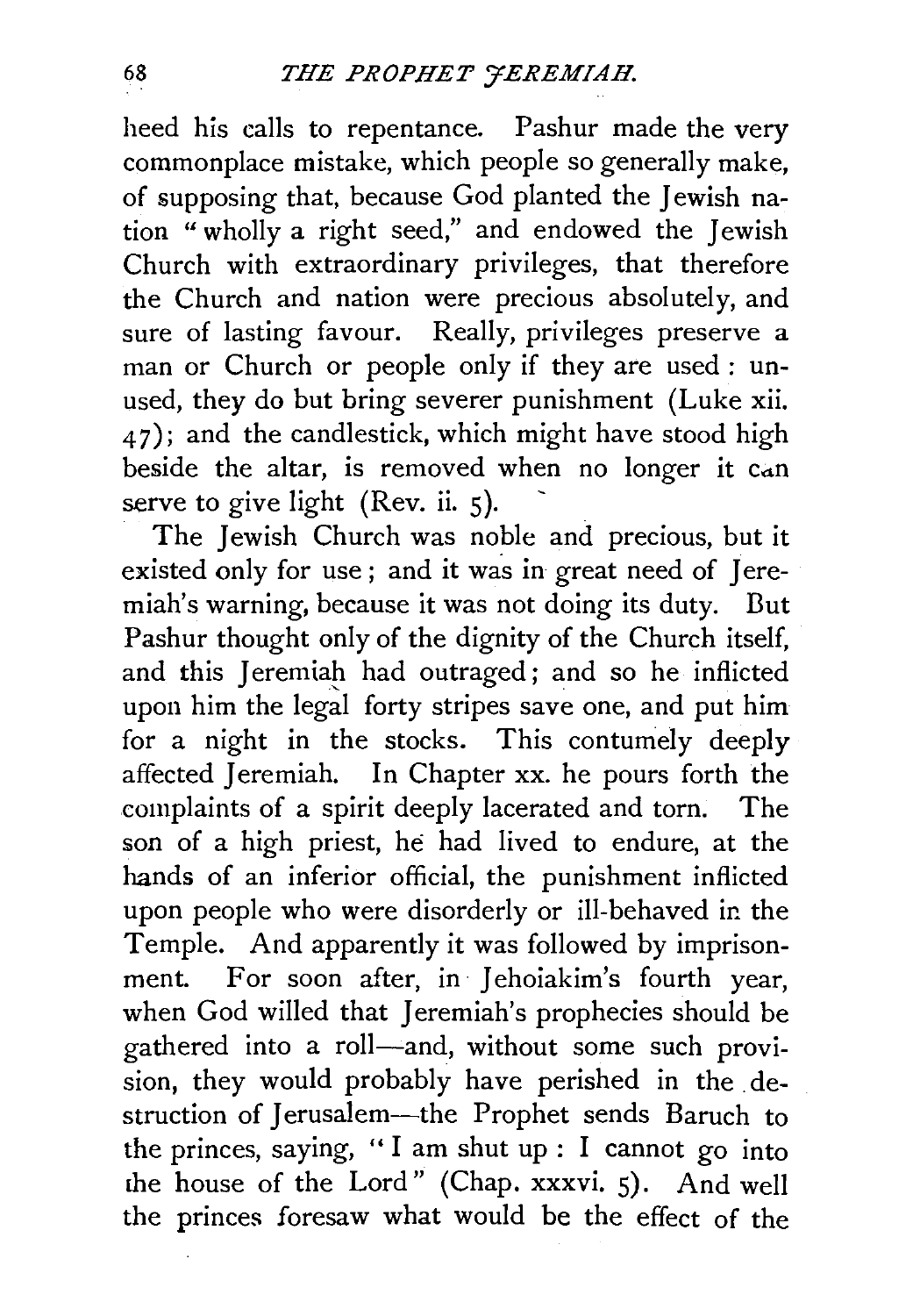heed his calls to repentance. Pashur made the very commonplace mistake, which people so generally make, of supposing that, because God planted the Jewish nation "wholly a right seed," and endowed the Jewish Church with extraordinary privileges, that therefore the Church and nation were precious absolutely, and sure of lasting favour. Really, privileges preserve a man or Church or people only if they are used: unused, they do but bring severer punishment (Luke xii. 47); and the candlestick, which might have stood high beside the altar, is removed when no longer it can serve to give light (Rev. ii. 5).

The Jewish Church was noble and precious, but it existed only for use; and it was in great need of Jeremiah's warning, because it was not doing its duty. But Pashur thought only of the dignity of the Church itself, and this Jeremiah had outraged; and so he inflicted upon him the legal forty stripes save one, and put him for a night in the stocks. This contumely deeply affected Jeremiah. In Chapter xx. he pours forth the complaints of a spirit deeply lacerated and torn. The son of a high priest, he had lived to endure, at the hands of an inferior official, the punishment inflicted upon people who were disorderly or ill-behaved in the Temple. And apparently it was followed by imprisonment. For soon after, in Jehoiakim's fourth year, when God willed that Jeremiah's prophecies should be gathered into a roll—and, without some such provision, they would probably have perished in the destruction of Jerusalem—the Prophet sends Baruch to the princes, saying, "I am shut up: I cannot go into the house of the Lord" (Chap. xxxvi. 5). And well the princes foresaw what would be the effect of the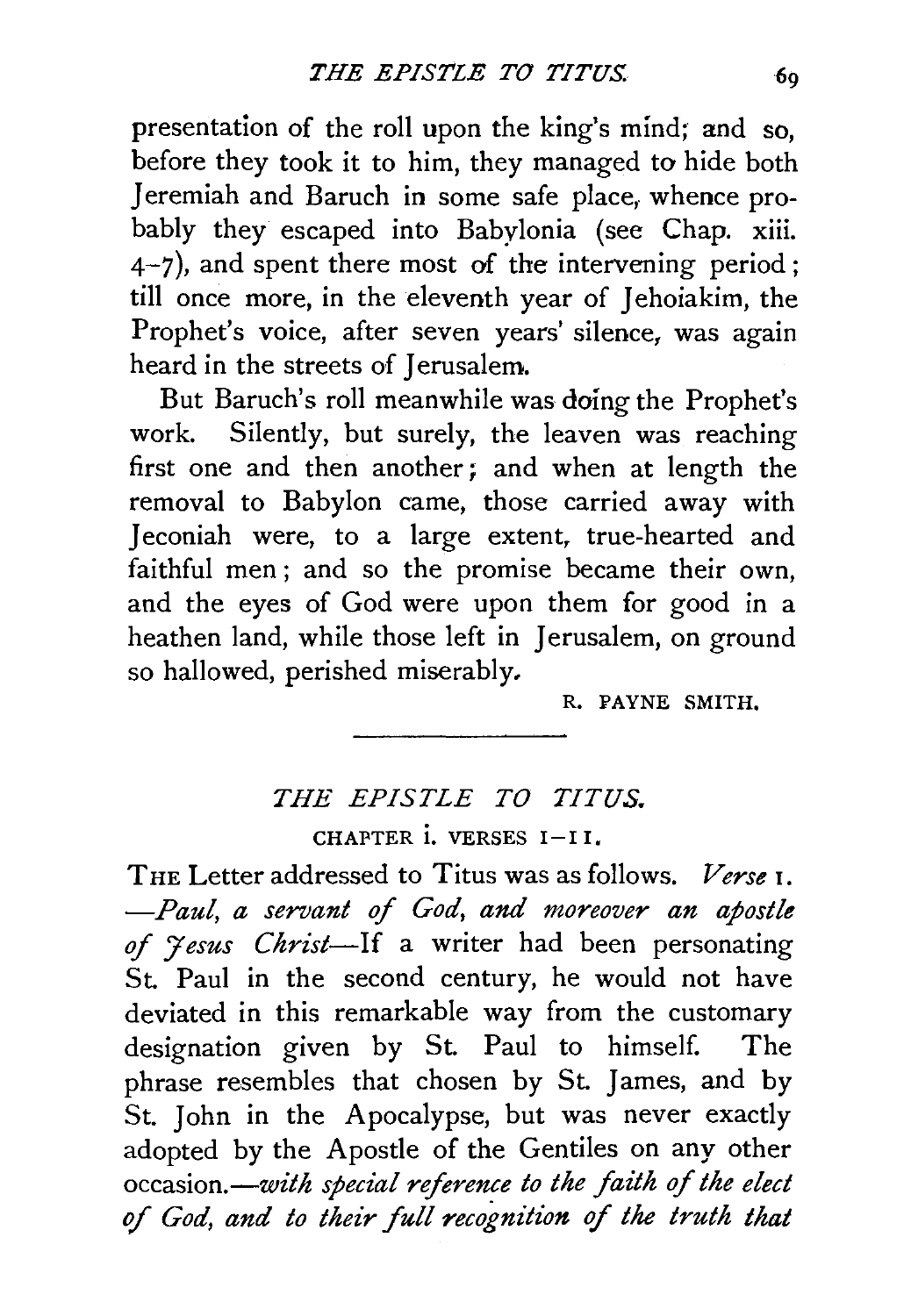presentation of the roll upon the king's mind; and so, before they took it to him, they managed to hide both Jeremiah and Baruch in some safe place, whence probably they escaped into Babylonia (see Chap. xiii. 4–7), and spent there most of the intervening period; till once more, in the eleventh year of Jehoiakim, the Prophet's voice, after seven years' silence, was again heard in the streets of Jerusalem.

But Baruch's roll meanwhile was doing the Prophet's work. Silently, but surely, the leaven was reaching first one and then another; and when at length the removal to Babylon came, those carried away with Jeconiah were, to a large extent, true-hearted and faithful men; and so the promise became their own, and the eyes of God were upon them for good in a heathen land, while those left in Jerusalem, on ground so hallowed, perished miserably.

R. PAYNE SMITH.

---

## *THE EPISTLE TO TITUS.*

### CHAPTER i. VERSES 1–11.

THE Letter addressed to Titus was as follows. *Verse* 1. —*Paul, a servant of God, and moreover an apostle of Jesus Christ*—If a writer had been personating St. Paul in the second century, he would not have deviated in this remarkable way from the customary designation given by St. Paul to himself. The phrase resembles that chosen by St. James, and by St. John in the Apocalypse, but was never exactly adopted by the Apostle of the Gentiles on any other occasion.—*with special reference to the faith of the elect of God, and to their full recognition of the truth that*